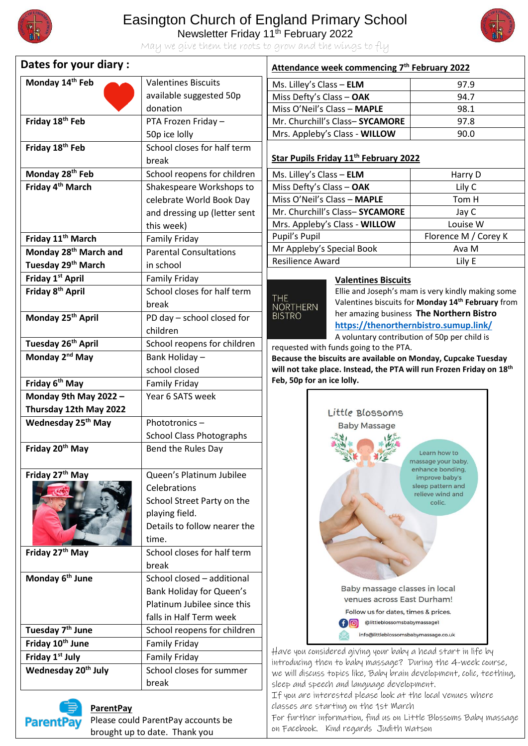# Easington Church of England Primary School

Newsletter Friday 11th February 2022

May we give them the roots to grow and the wings to fly

## Dates for your diary :

| Date | Event |
|---|---|
| **Monday 14th Feb** | Valentines Biscuits available suggested 50p donation |
| **Friday 18th Feb** | PTA Frozen Friday – 50p ice lolly |
| **Friday 18th Feb** | School closes for half term break |
| **Monday 28th Feb** | School reopens for children |
| **Friday 4th March** | Shakespeare Workshops to celebrate World Book Day and dressing up (letter sent this week) |
| **Friday 11th March** | Family Friday |
| **Monday 28th March and Tuesday 29th March** | Parental Consultations in school |
| **Friday 1st April** | Family Friday |
| **Friday 8th April** | School closes for half term break |
| **Monday 25th April** | PD day – school closed for children |
| **Tuesday 26th April** | School reopens for children |
| **Monday 2nd May** | Bank Holiday – school closed |
| **Friday 6th May** | Family Friday |
| **Monday 9th May 2022 – Thursday 12th May 2022** | Year 6 SATS week |
| **Wednesday 25th May** | Phototronics – School Class Photographs |
| **Friday 20th May** | Bend the Rules Day |
| **Friday 27th May** | Queen's Platinum Jubilee Celebrations School Street Party on the playing field. Details to follow nearer the time. |
| **Friday 27th May** | School closes for half term break |
| **Monday 6th June** | School closed – additional Bank Holiday for Queen's Platinum Jubilee since this falls in Half Term week |
| **Tuesday 7th June** | School reopens for children |
| **Friday 10th June** | Family Friday |
| **Friday 1st July** | Family Friday |
| **Wednesday 20th July** | School closes for summer break |

**ParentPay**

Please could ParentPay accounts be brought up to date. Thank you

## Attendance week commencing 7th February 2022

| Class | Attendance |
|---|---|
| Ms. Lilley's Class – **ELM** | 97.9 |
| Miss Defty's Class – **OAK** | 94.7 |
| Miss O'Neil's Class – **MAPLE** | 98.1 |
| Mr. Churchill's Class– **SYCAMORE** | 97.8 |
| Mrs. Appleby's Class - **WILLOW** | 90.0 |

## Star Pupils Friday 11th February 2022

| Class | Pupil |
|---|---|
| Ms. Lilley's Class – **ELM** | Harry D |
| Miss Defty's Class – **OAK** | Lily C |
| Miss O'Neil's Class – **MAPLE** | Tom H |
| Mr. Churchill's Class– **SYCAMORE** | Jay C |
| Mrs. Appleby's Class - **WILLOW** | Louise W |
| Pupil's Pupil | Florence M / Corey K |
| Mr Appleby's Special Book | Ava M |
| Resilience Award | Lily E |

## Valentines Biscuits

THE NORTHERN BISTRO

Ellie and Joseph's mam is very kindly making some Valentines biscuits for **Monday 14th February** from her amazing business **The Northern Bistro** **https://thenorthernbistro.sumup.link/**

A voluntary contribution of 50p per child is requested with funds going to the PTA.

**Because the biscuits are available on Monday, Cupcake Tuesday will not take place. Instead, the PTA will run Frozen Friday on 18th Feb, 50p for an ice lolly.**

Little Blossoms

Baby Massage

Learn how to massage your baby, enhance bonding, improve baby's sleep pattern and relieve wind and colic.

Baby massage classes in local venues across East Durham!

Follow us for dates, times & prices.

@littleblossomsbabymassage1

info@littleblossomsbabymassage.co.uk

Have you considered giving your baby a head start in life by introducing them to baby massage? During the 4-week course, we will discuss topics like, Baby brain development, colic, teething, sleep and speech and language development.

If you are interested please look at the local venues where classes are starting on the 1st March

For further information, find us on Little Blossoms Baby massage on Facebook. Kind regards Judith Watson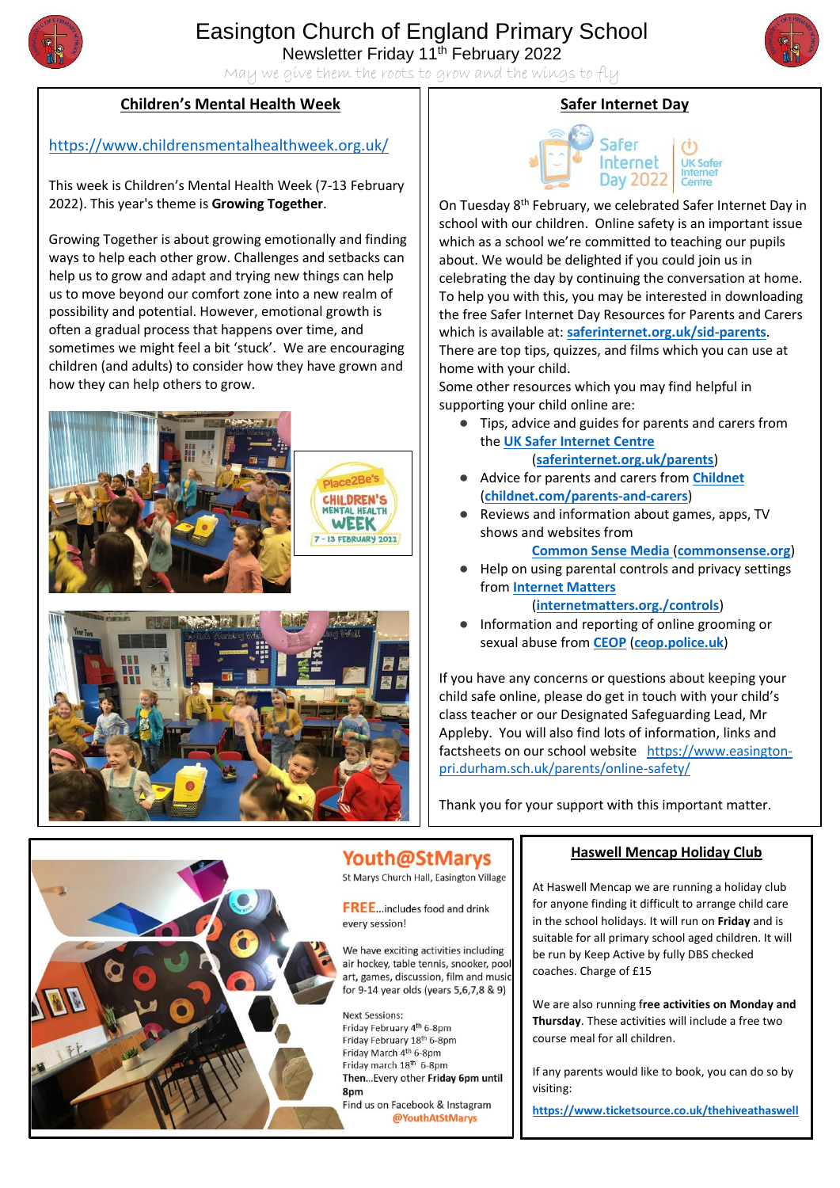# Easington Church of England Primary School

Newsletter Friday 11th February 2022

*May we give them the roots to grow and the wings to fly*

## Children's Mental Health Week

https://www.childrensmentalhealthweek.org.uk/

This week is Children's Mental Health Week (7-13 February 2022). This year's theme is **Growing Together**.

Growing Together is about growing emotionally and finding ways to help each other grow. Challenges and setbacks can help us to grow and adapt and trying new things can help us to move beyond our comfort zone into a new realm of possibility and potential. However, emotional growth is often a gradual process that happens over time, and sometimes we might feel a bit 'stuck'. We are encouraging children (and adults) to consider how they have grown and how they can help others to grow.

Place2Be's CHILDREN'S MENTAL HEALTH WEEK 7 - 13 FEBRUARY 2022

## Safer Internet Day

Safer Internet Day 2022 — UK Safer Internet Centre

On Tuesday 8th February, we celebrated Safer Internet Day in school with our children. Online safety is an important issue which as a school we're committed to teaching our pupils about. We would be delighted if you could join us in celebrating the day by continuing the conversation at home. To help you with this, you may be interested in downloading the free Safer Internet Day Resources for Parents and Carers which is available at: **saferinternet.org.uk/sid-parents**. There are top tips, quizzes, and films which you can use at home with your child.

Some other resources which you may find helpful in supporting your child online are:

- Tips, advice and guides for parents and carers from the **UK Safer Internet Centre** (**saferinternet.org.uk/parents**)
- Advice for parents and carers from **Childnet** (**childnet.com/parents-and-carers**)
- Reviews and information about games, apps, TV shows and websites from **Common Sense Media** (**commonsense.org**)
- Help on using parental controls and privacy settings from **Internet Matters** (**internetmatters.org./controls**)
- Information and reporting of online grooming or sexual abuse from **CEOP** (**ceop.police.uk**)

If you have any concerns or questions about keeping your child safe online, please do get in touch with your child's class teacher or our Designated Safeguarding Lead, Mr Appleby. You will also find lots of information, links and factsheets on our school website https://www.easington-pri.durham.sch.uk/parents/online-safety/

Thank you for your support with this important matter.

## Youth@StMarys

St Marys Church Hall, Easington Village

**FREE**...includes food and drink every session!

We have exciting activities including air hockey, table tennis, snooker, pool art, games, discussion, film and music for 9-14 year olds (years 5,6,7,8 & 9)

Next Sessions:
Friday February 4th 6-8pm
Friday February 18th 6-8pm
Friday March 4th 6-8pm
Friday march 18th 6-8pm
**Then...Every other Friday 6pm until 8pm**

Find us on Facebook & Instagram **@YouthAtStMarys**

## Haswell Mencap Holiday Club

At Haswell Mencap we are running a holiday club for anyone finding it difficult to arrange child care in the school holidays. It will run on **Friday** and is suitable for all primary school aged children. It will be run by Keep Active by fully DBS checked coaches. Charge of £15

We are also running **free activities on Monday and Thursday**. These activities will include a free two course meal for all children.

If any parents would like to book, you can do so by visiting:

**https://www.ticketsource.co.uk/thehiveathaswell**